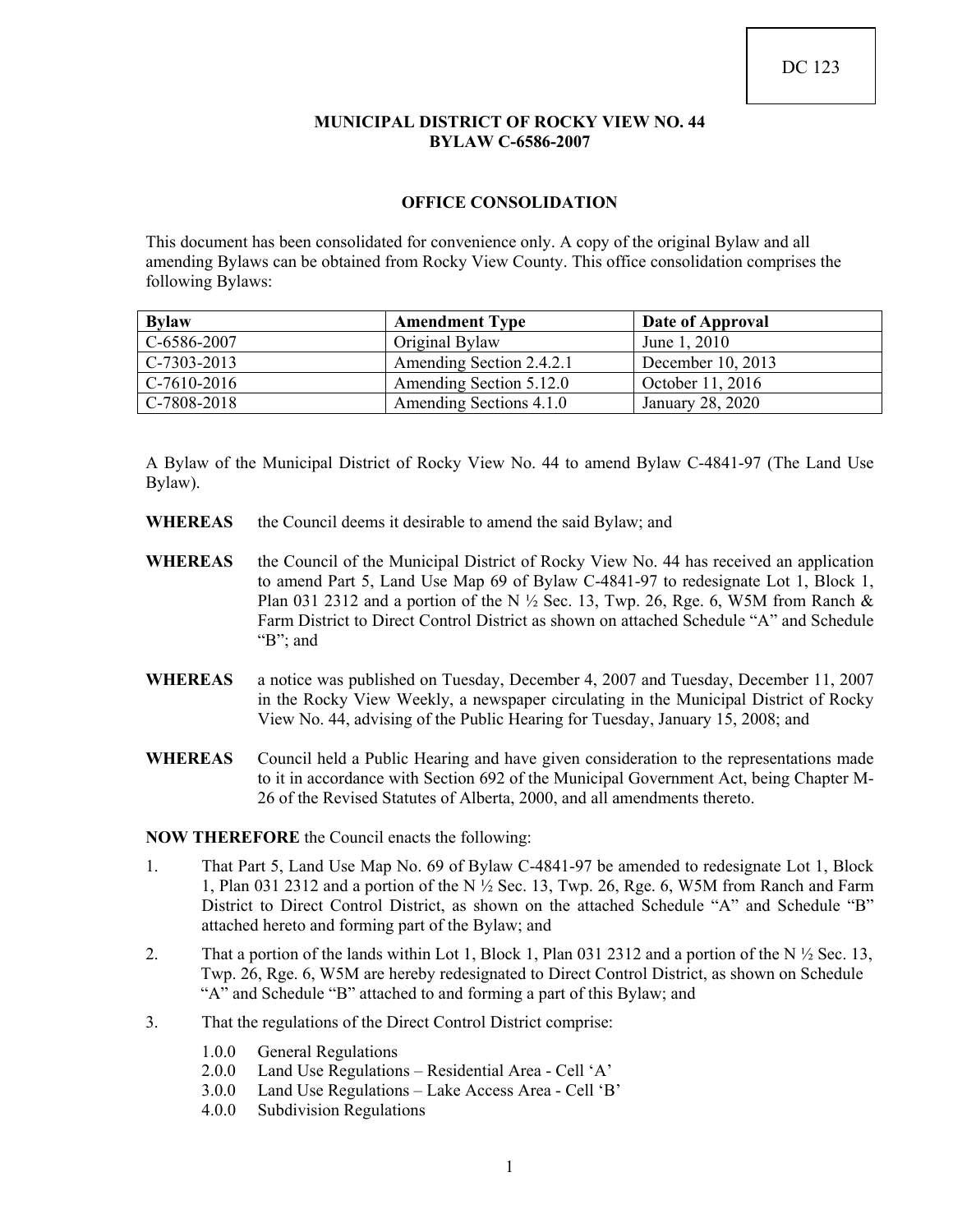DC 123

**MUNICIPAL DISTRICT OF ROCKY VIEW NO. 44**
**BYLAW C-6586-2007**

## OFFICE CONSOLIDATION

This document has been consolidated for convenience only. A copy of the original Bylaw and all amending Bylaws can be obtained from Rocky View County. This office consolidation comprises the following Bylaws:

| Bylaw | Amendment Type | Date of Approval |
|---|---|---|
| C-6586-2007 | Original Bylaw | June 1, 2010 |
| C-7303-2013 | Amending Section 2.4.2.1 | December 10, 2013 |
| C-7610-2016 | Amending Section 5.12.0 | October 11, 2016 |
| C-7808-2018 | Amending Sections 4.1.0 | January 28, 2020 |

A Bylaw of the Municipal District of Rocky View No. 44 to amend Bylaw C-4841-97 (The Land Use Bylaw).

**WHEREAS** the Council deems it desirable to amend the said Bylaw; and

**WHEREAS** the Council of the Municipal District of Rocky View No. 44 has received an application to amend Part 5, Land Use Map 69 of Bylaw C-4841-97 to redesignate Lot 1, Block 1, Plan 031 2312 and a portion of the N ½ Sec. 13, Twp. 26, Rge. 6, W5M from Ranch & Farm District to Direct Control District as shown on attached Schedule "A" and Schedule "B"; and

**WHEREAS** a notice was published on Tuesday, December 4, 2007 and Tuesday, December 11, 2007 in the Rocky View Weekly, a newspaper circulating in the Municipal District of Rocky View No. 44, advising of the Public Hearing for Tuesday, January 15, 2008; and

**WHEREAS** Council held a Public Hearing and have given consideration to the representations made to it in accordance with Section 692 of the Municipal Government Act, being Chapter M-26 of the Revised Statutes of Alberta, 2000, and all amendments thereto.

**NOW THEREFORE** the Council enacts the following:

1. That Part 5, Land Use Map No. 69 of Bylaw C-4841-97 be amended to redesignate Lot 1, Block 1, Plan 031 2312 and a portion of the N ½ Sec. 13, Twp. 26, Rge. 6, W5M from Ranch and Farm District to Direct Control District, as shown on the attached Schedule "A" and Schedule "B" attached hereto and forming part of the Bylaw; and

2. That a portion of the lands within Lot 1, Block 1, Plan 031 2312 and a portion of the N ½ Sec. 13, Twp. 26, Rge. 6, W5M are hereby redesignated to Direct Control District, as shown on Schedule "A" and Schedule "B" attached to and forming a part of this Bylaw; and

3. That the regulations of the Direct Control District comprise:

   1.0.0 General Regulations
   2.0.0 Land Use Regulations – Residential Area - Cell 'A'
   3.0.0 Land Use Regulations – Lake Access Area - Cell 'B'
   4.0.0 Subdivision Regulations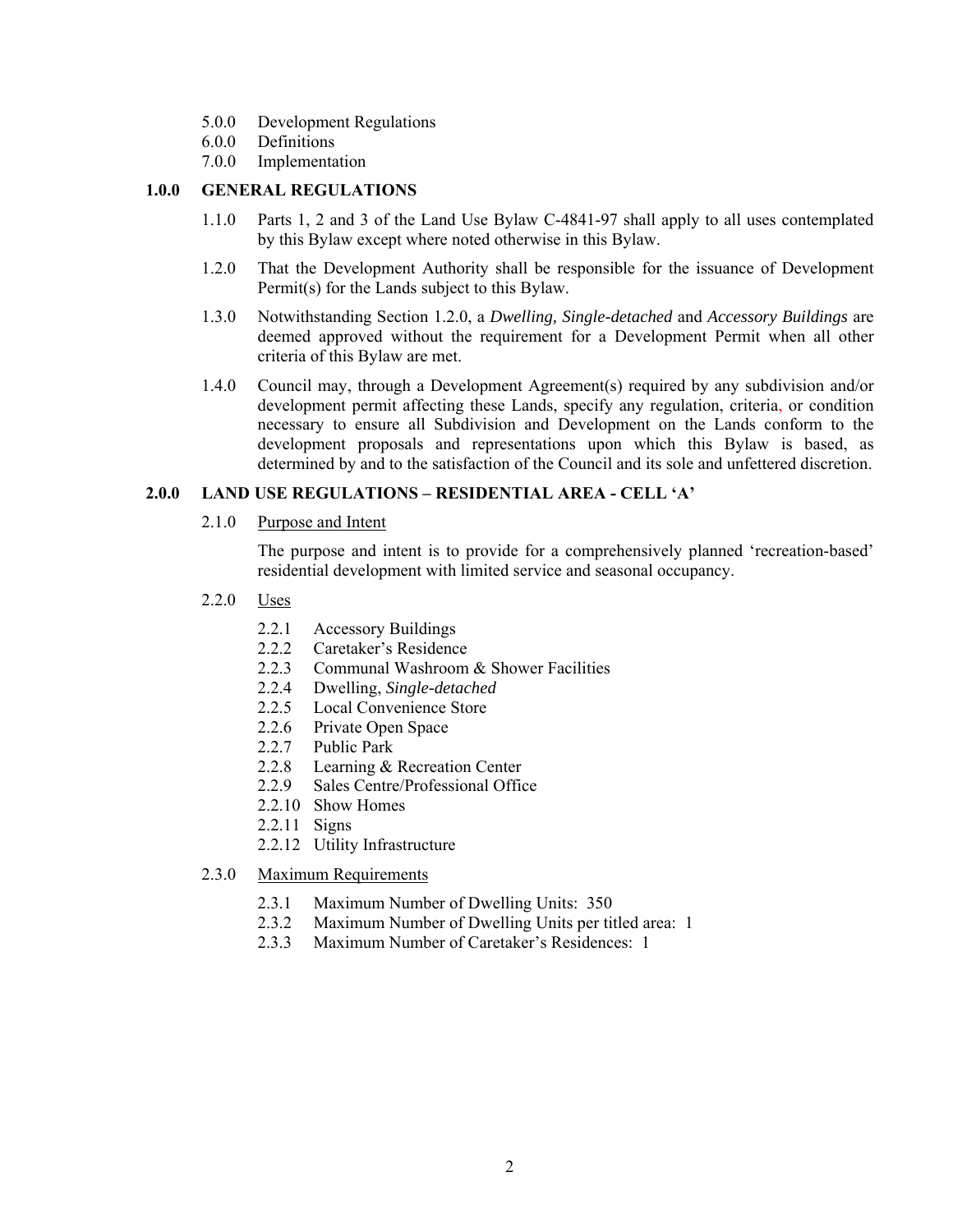- 5.0.0 Development Regulations
- 6.0.0 Definitions
- 7.0.0 Implementation

## 1.0.0 GENERAL REGULATIONS

1.1.0 Parts 1, 2 and 3 of the Land Use Bylaw C-4841-97 shall apply to all uses contemplated by this Bylaw except where noted otherwise in this Bylaw.

1.2.0 That the Development Authority shall be responsible for the issuance of Development Permit(s) for the Lands subject to this Bylaw.

1.3.0 Notwithstanding Section 1.2.0, a *Dwelling, Single-detached* and *Accessory Buildings* are deemed approved without the requirement for a Development Permit when all other criteria of this Bylaw are met.

1.4.0 Council may, through a Development Agreement(s) required by any subdivision and/or development permit affecting these Lands, specify any regulation, criteria, or condition necessary to ensure all Subdivision and Development on the Lands conform to the development proposals and representations upon which this Bylaw is based, as determined by and to the satisfaction of the Council and its sole and unfettered discretion.

## 2.0.0 LAND USE REGULATIONS – RESIDENTIAL AREA - CELL 'A'

2.1.0 Purpose and Intent

The purpose and intent is to provide for a comprehensively planned 'recreation-based' residential development with limited service and seasonal occupancy.

2.2.0 Uses

- 2.2.1 Accessory Buildings
- 2.2.2 Caretaker's Residence
- 2.2.3 Communal Washroom & Shower Facilities
- 2.2.4 Dwelling, *Single-detached*
- 2.2.5 Local Convenience Store
- 2.2.6 Private Open Space
- 2.2.7 Public Park
- 2.2.8 Learning & Recreation Center
- 2.2.9 Sales Centre/Professional Office
- 2.2.10 Show Homes
- 2.2.11 Signs
- 2.2.12 Utility Infrastructure

2.3.0 Maximum Requirements

- 2.3.1 Maximum Number of Dwelling Units: 350
- 2.3.2 Maximum Number of Dwelling Units per titled area: 1
- 2.3.3 Maximum Number of Caretaker's Residences: 1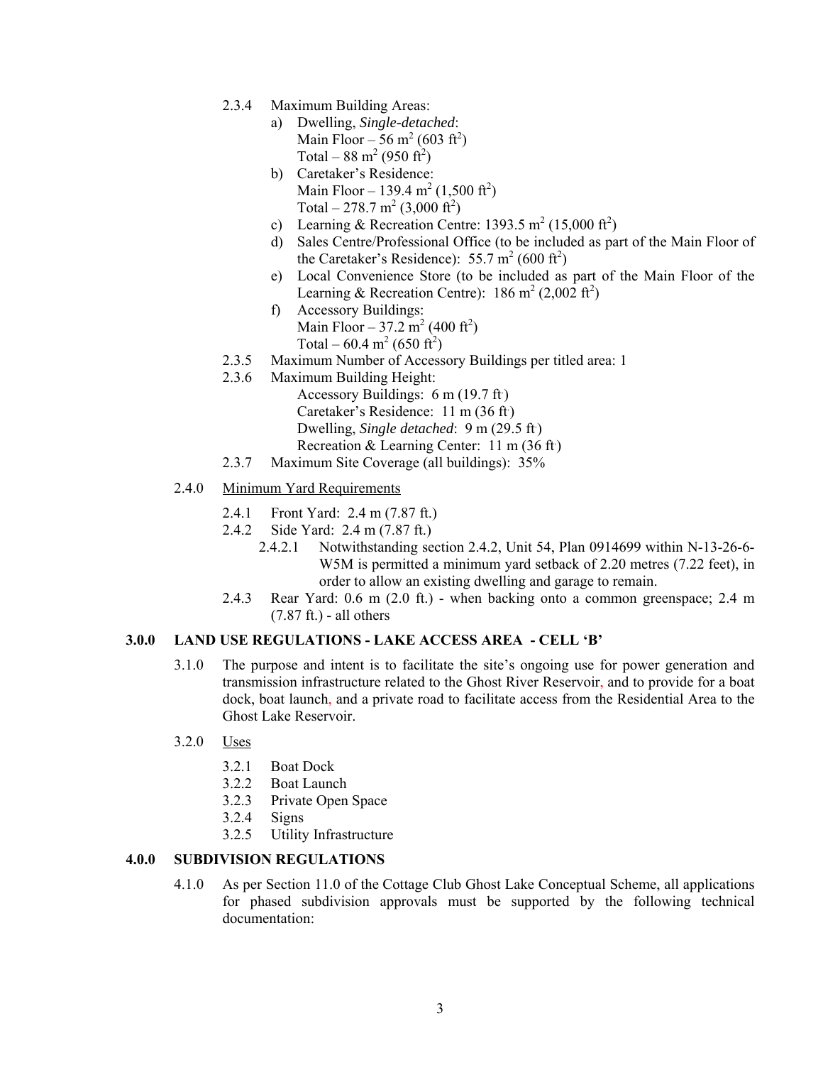- 2.3.4 Maximum Building Areas:
  - a) Dwelling, *Single-detached*:
    Main Floor – 56 $m^2$ (603 $ft^2$)
    Total – 88 $m^2$ (950 $ft^2$)
  - b) Caretaker's Residence:
    Main Floor – 139.4 $m^2$ (1,500 $ft^2$)
    Total – 278.7 $m^2$ (3,000 $ft^2$)
  - c) Learning & Recreation Centre: 1393.5 $m^2$ (15,000 $ft^2$)
  - d) Sales Centre/Professional Office (to be included as part of the Main Floor of the Caretaker's Residence): 55.7 $m^2$ (600 $ft^2$)
  - e) Local Convenience Store (to be included as part of the Main Floor of the Learning & Recreation Centre): 186 $m^2$ (2,002 $ft^2$)
  - f) Accessory Buildings:
    Main Floor – 37.2 $m^2$ (400 $ft^2$)
    Total – 60.4 $m^2$ (650 $ft^2$)
- 2.3.5 Maximum Number of Accessory Buildings per titled area: 1
- 2.3.6 Maximum Building Height:
  Accessory Buildings: 6 m (19.7 ft.)
  Caretaker's Residence: 11 m (36 ft.)
  Dwelling, *Single detached*: 9 m (29.5 ft.)
  Recreation & Learning Center: 11 m (36 ft.)
- 2.3.7 Maximum Site Coverage (all buildings): 35%

2.4.0 <u>Minimum Yard Requirements</u>

- 2.4.1 Front Yard: 2.4 m (7.87 ft.)
- 2.4.2 Side Yard: 2.4 m (7.87 ft.)
  - 2.4.2.1 Notwithstanding section 2.4.2, Unit 54, Plan 0914699 within N-13-26-6-W5M is permitted a minimum yard setback of 2.20 metres (7.22 feet), in order to allow an existing dwelling and garage to remain.
- 2.4.3 Rear Yard: 0.6 m (2.0 ft.) - when backing onto a common greenspace; 2.4 m (7.87 ft.) - all others

## 3.0.0 LAND USE REGULATIONS - LAKE ACCESS AREA - CELL 'B'

3.1.0 The purpose and intent is to facilitate the site's ongoing use for power generation and transmission infrastructure related to the Ghost River Reservoir, and to provide for a boat dock, boat launch, and a private road to facilitate access from the Residential Area to the Ghost Lake Reservoir.

3.2.0 <u>Uses</u>

- 3.2.1 Boat Dock
- 3.2.2 Boat Launch
- 3.2.3 Private Open Space
- 3.2.4 Signs
- 3.2.5 Utility Infrastructure

## 4.0.0 SUBDIVISION REGULATIONS

4.1.0 As per Section 11.0 of the Cottage Club Ghost Lake Conceptual Scheme, all applications for phased subdivision approvals must be supported by the following technical documentation: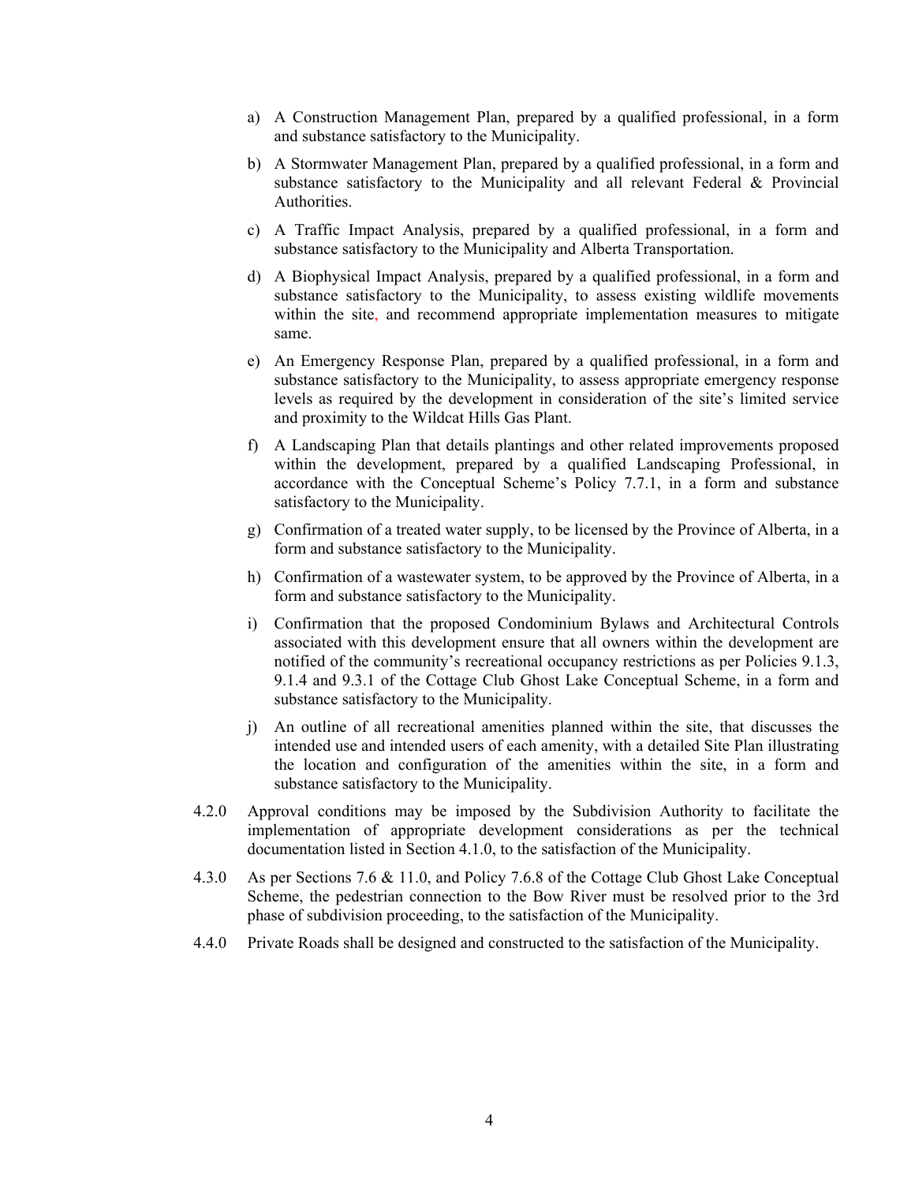a) A Construction Management Plan, prepared by a qualified professional, in a form and substance satisfactory to the Municipality.

b) A Stormwater Management Plan, prepared by a qualified professional, in a form and substance satisfactory to the Municipality and all relevant Federal & Provincial Authorities.

c) A Traffic Impact Analysis, prepared by a qualified professional, in a form and substance satisfactory to the Municipality and Alberta Transportation.

d) A Biophysical Impact Analysis, prepared by a qualified professional, in a form and substance satisfactory to the Municipality, to assess existing wildlife movements within the site, and recommend appropriate implementation measures to mitigate same.

e) An Emergency Response Plan, prepared by a qualified professional, in a form and substance satisfactory to the Municipality, to assess appropriate emergency response levels as required by the development in consideration of the site's limited service and proximity to the Wildcat Hills Gas Plant.

f) A Landscaping Plan that details plantings and other related improvements proposed within the development, prepared by a qualified Landscaping Professional, in accordance with the Conceptual Scheme's Policy 7.7.1, in a form and substance satisfactory to the Municipality.

g) Confirmation of a treated water supply, to be licensed by the Province of Alberta, in a form and substance satisfactory to the Municipality.

h) Confirmation of a wastewater system, to be approved by the Province of Alberta, in a form and substance satisfactory to the Municipality.

i) Confirmation that the proposed Condominium Bylaws and Architectural Controls associated with this development ensure that all owners within the development are notified of the community's recreational occupancy restrictions as per Policies 9.1.3, 9.1.4 and 9.3.1 of the Cottage Club Ghost Lake Conceptual Scheme, in a form and substance satisfactory to the Municipality.

j) An outline of all recreational amenities planned within the site, that discusses the intended use and intended users of each amenity, with a detailed Site Plan illustrating the location and configuration of the amenities within the site, in a form and substance satisfactory to the Municipality.

4.2.0 Approval conditions may be imposed by the Subdivision Authority to facilitate the implementation of appropriate development considerations as per the technical documentation listed in Section 4.1.0, to the satisfaction of the Municipality.

4.3.0 As per Sections 7.6 & 11.0, and Policy 7.6.8 of the Cottage Club Ghost Lake Conceptual Scheme, the pedestrian connection to the Bow River must be resolved prior to the 3rd phase of subdivision proceeding, to the satisfaction of the Municipality.

4.4.0 Private Roads shall be designed and constructed to the satisfaction of the Municipality.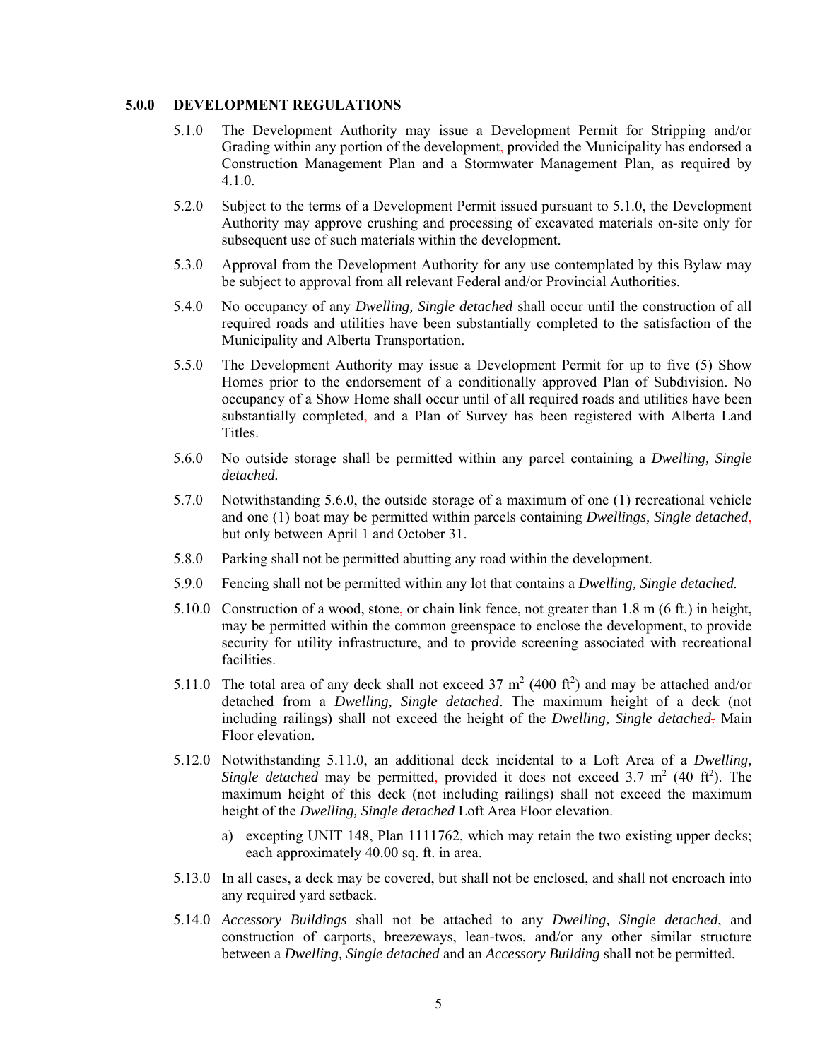## 5.0.0 DEVELOPMENT REGULATIONS

5.1.0 The Development Authority may issue a Development Permit for Stripping and/or Grading within any portion of the development, provided the Municipality has endorsed a Construction Management Plan and a Stormwater Management Plan, as required by 4.1.0.

5.2.0 Subject to the terms of a Development Permit issued pursuant to 5.1.0, the Development Authority may approve crushing and processing of excavated materials on-site only for subsequent use of such materials within the development.

5.3.0 Approval from the Development Authority for any use contemplated by this Bylaw may be subject to approval from all relevant Federal and/or Provincial Authorities.

5.4.0 No occupancy of any *Dwelling, Single detached* shall occur until the construction of all required roads and utilities have been substantially completed to the satisfaction of the Municipality and Alberta Transportation.

5.5.0 The Development Authority may issue a Development Permit for up to five (5) Show Homes prior to the endorsement of a conditionally approved Plan of Subdivision. No occupancy of a Show Home shall occur until of all required roads and utilities have been substantially completed, and a Plan of Survey has been registered with Alberta Land Titles.

5.6.0 No outside storage shall be permitted within any parcel containing a *Dwelling, Single detached.*

5.7.0 Notwithstanding 5.6.0, the outside storage of a maximum of one (1) recreational vehicle and one (1) boat may be permitted within parcels containing *Dwellings, Single detached*, but only between April 1 and October 31.

5.8.0 Parking shall not be permitted abutting any road within the development.

5.9.0 Fencing shall not be permitted within any lot that contains a *Dwelling, Single detached.*

5.10.0 Construction of a wood, stone, or chain link fence, not greater than 1.8 m (6 ft.) in height, may be permitted within the common greenspace to enclose the development, to provide security for utility infrastructure, and to provide screening associated with recreational facilities.

5.11.0 The total area of any deck shall not exceed 37 $m^2$ (400 $ft^2$) and may be attached and/or detached from a *Dwelling, Single detached*. The maximum height of a deck (not including railings) shall not exceed the height of the *Dwelling, Single detached*. Main Floor elevation.

5.12.0 Notwithstanding 5.11.0, an additional deck incidental to a Loft Area of a *Dwelling, Single detached* may be permitted, provided it does not exceed 3.7 $m^2$ (40 $ft^2$). The maximum height of this deck (not including railings) shall not exceed the maximum height of the *Dwelling, Single detached* Loft Area Floor elevation.

a) excepting UNIT 148, Plan 1111762, which may retain the two existing upper decks; each approximately 40.00 sq. ft. in area.

5.13.0 In all cases, a deck may be covered, but shall not be enclosed, and shall not encroach into any required yard setback.

5.14.0 *Accessory Buildings* shall not be attached to any *Dwelling, Single detached*, and construction of carports, breezeways, lean-twos, and/or any other similar structure between a *Dwelling, Single detached* and an *Accessory Building* shall not be permitted.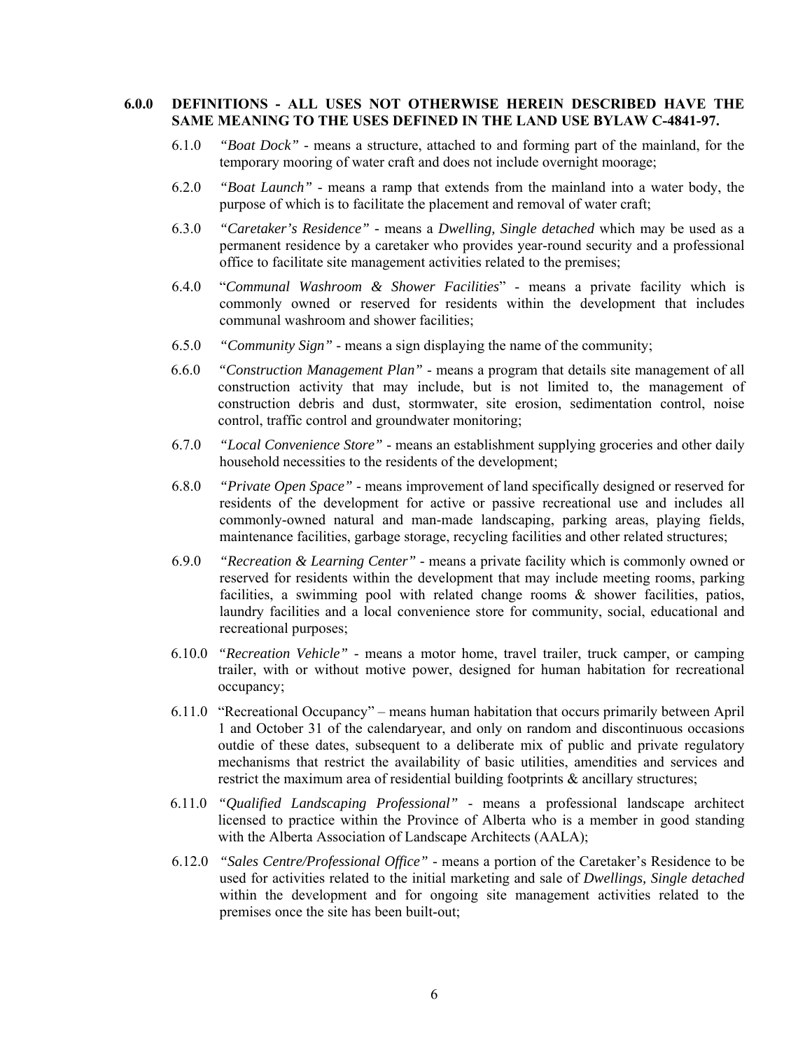**6.0.0 DEFINITIONS - ALL USES NOT OTHERWISE HEREIN DESCRIBED HAVE THE SAME MEANING TO THE USES DEFINED IN THE LAND USE BYLAW C-4841-97.**

6.1.0 *"Boat Dock"* - means a structure, attached to and forming part of the mainland, for the temporary mooring of water craft and does not include overnight moorage;

6.2.0 *"Boat Launch"* - means a ramp that extends from the mainland into a water body, the purpose of which is to facilitate the placement and removal of water craft;

6.3.0 *"Caretaker's Residence"* - means a *Dwelling, Single detached* which may be used as a permanent residence by a caretaker who provides year-round security and a professional office to facilitate site management activities related to the premises;

6.4.0 "*Communal Washroom & Shower Facilities*" - means a private facility which is commonly owned or reserved for residents within the development that includes communal washroom and shower facilities;

6.5.0 *"Community Sign"* - means a sign displaying the name of the community;

6.6.0 *"Construction Management Plan"* - means a program that details site management of all construction activity that may include, but is not limited to, the management of construction debris and dust, stormwater, site erosion, sedimentation control, noise control, traffic control and groundwater monitoring;

6.7.0 *"Local Convenience Store"* - means an establishment supplying groceries and other daily household necessities to the residents of the development;

6.8.0 *"Private Open Space"* - means improvement of land specifically designed or reserved for residents of the development for active or passive recreational use and includes all commonly-owned natural and man-made landscaping, parking areas, playing fields, maintenance facilities, garbage storage, recycling facilities and other related structures;

6.9.0 *"Recreation & Learning Center"* - means a private facility which is commonly owned or reserved for residents within the development that may include meeting rooms, parking facilities, a swimming pool with related change rooms & shower facilities, patios, laundry facilities and a local convenience store for community, social, educational and recreational purposes;

6.10.0 *"Recreation Vehicle"* - means a motor home, travel trailer, truck camper, or camping trailer, with or without motive power, designed for human habitation for recreational occupancy;

6.11.0 "Recreational Occupancy" – means human habitation that occurs primarily between April 1 and October 31 of the calendaryear, and only on random and discontinuous occasions outdie of these dates, subsequent to a deliberate mix of public and private regulatory mechanisms that restrict the availability of basic utilities, amendities and services and restrict the maximum area of residential building footprints & ancillary structures;

6.11.0 *"Qualified Landscaping Professional"* - means a professional landscape architect licensed to practice within the Province of Alberta who is a member in good standing with the Alberta Association of Landscape Architects (AALA);

6.12.0 *"Sales Centre/Professional Office"* - means a portion of the Caretaker's Residence to be used for activities related to the initial marketing and sale of *Dwellings, Single detached* within the development and for ongoing site management activities related to the premises once the site has been built-out;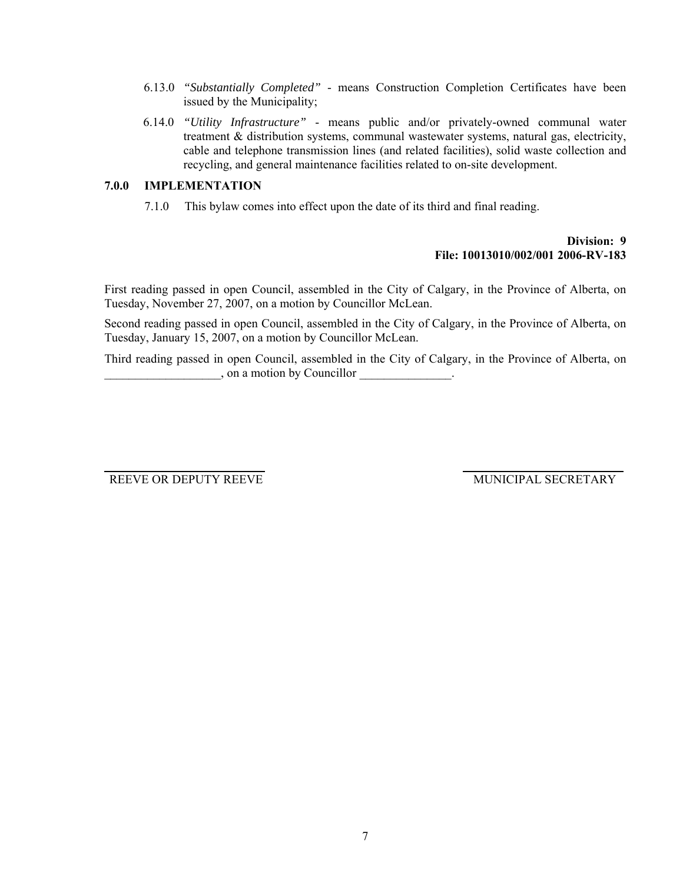6.13.0 *"Substantially Completed"* - means Construction Completion Certificates have been issued by the Municipality;

6.14.0 *"Utility Infrastructure"* - means public and/or privately-owned communal water treatment & distribution systems, communal wastewater systems, natural gas, electricity, cable and telephone transmission lines (and related facilities), solid waste collection and recycling, and general maintenance facilities related to on-site development.

## 7.0.0 IMPLEMENTATION

7.1.0 This bylaw comes into effect upon the date of its third and final reading.

**Division: 9**
**File: 10013010/002/001 2006-RV-183**

First reading passed in open Council, assembled in the City of Calgary, in the Province of Alberta, on Tuesday, November 27, 2007, on a motion by Councillor McLean.

Second reading passed in open Council, assembled in the City of Calgary, in the Province of Alberta, on Tuesday, January 15, 2007, on a motion by Councillor McLean.

Third reading passed in open Council, assembled in the City of Calgary, in the Province of Alberta, on ___________________, on a motion by Councillor _______________.

REEVE OR DEPUTY REEVE

MUNICIPAL SECRETARY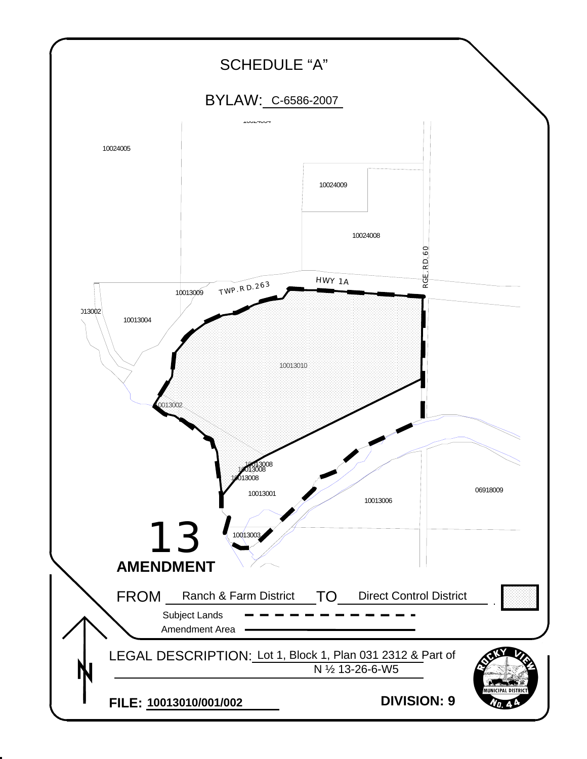# SCHEDULE "A"

## BYLAW: C-6586-2007

10024005

10024009

10024008

RGE. RD. 60

HWY 1A

TWP. RD. 263

10013009

013002

10013004

10013010

0013002

10013008

10013008

10013008

10013001

10013006

06918009

10013003

13

**AMENDMENT**

FROM Ranch & Farm District TO Direct Control District

Subject Lands - - - - - - - - - - - -

Amendment Area ————————————

LEGAL DESCRIPTION: Lot 1, Block 1, Plan 031 2312 & Part of N ½ 13-26-6-W5

**FILE: 10013010/001/002**

**DIVISION: 9**

ROCKY VIEW MUNICIPAL DISTRICT No. 44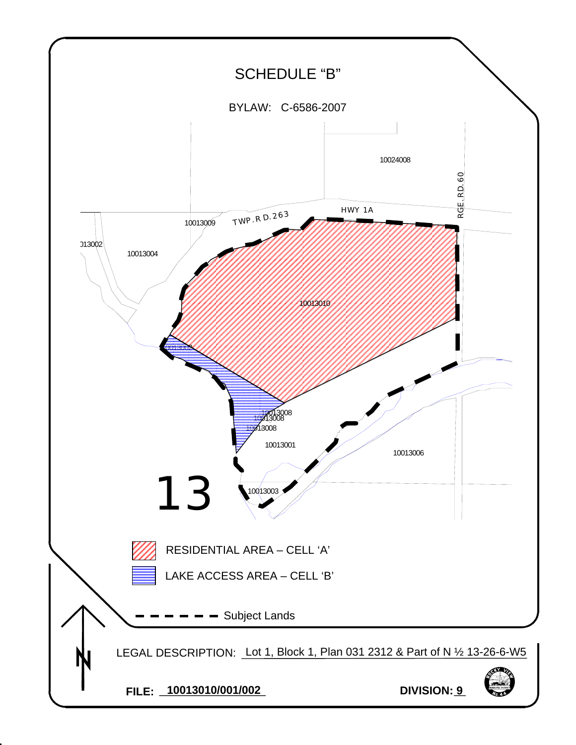# SCHEDULE "B"

BYLAW: C-6586-2007

10024008

RGE. RD. 60

HWY 1A

TWP. R D. 263

10013009

013002

10013004

10013010

10013002

10013008

10013008

10013008

10013001

10013006

10013003

13

RESIDENTIAL AREA – CELL 'A'

LAKE ACCESS AREA – CELL 'B'

Subject Lands

LEGAL DESCRIPTION: Lot 1, Block 1, Plan 031 2312 & Part of N ½ 13-26-6-W5

**FILE: 10013010/001/002**

**DIVISION: 9**